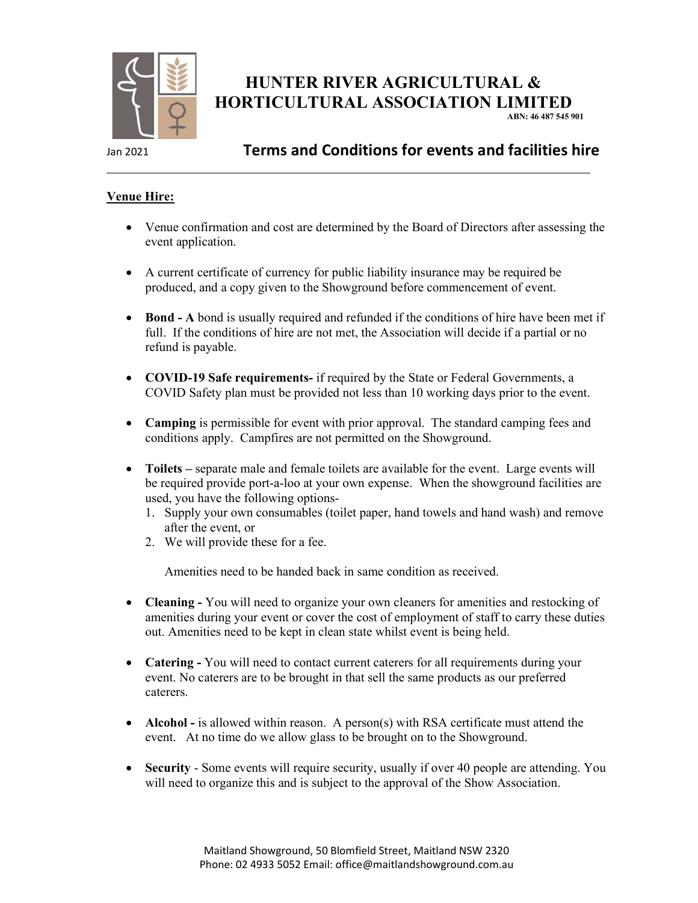# HUNTER RIVER AGRICULTURAL & HORTICULTURAL ASSOCIATION LIMITED

ABN: 46 487 545 901

Jan 2021

## Terms and Conditions for events and facilities hire

---

### Venue Hire:

- Venue confirmation and cost are determined by the Board of Directors after assessing the event application.

- A current certificate of currency for public liability insurance may be required be produced, and a copy given to the Showground before commencement of event.

- **Bond - A** bond is usually required and refunded if the conditions of hire have been met if full. If the conditions of hire are not met, the Association will decide if a partial or no refund is payable.

- **COVID-19 Safe requirements-** if required by the State or Federal Governments, a COVID Safety plan must be provided not less than 10 working days prior to the event.

- **Camping** is permissible for event with prior approval. The standard camping fees and conditions apply. Campfires are not permitted on the Showground.

- **Toilets –** separate male and female toilets are available for the event. Large events will be required provide port-a-loo at your own expense. When the showground facilities are used, you have the following options-
  1. Supply your own consumables (toilet paper, hand towels and hand wash) and remove after the event, or
  2. We will provide these for a fee.

  Amenities need to be handed back in same condition as received.

- **Cleaning -** You will need to organize your own cleaners for amenities and restocking of amenities during your event or cover the cost of employment of staff to carry these duties out. Amenities need to be kept in clean state whilst event is being held.

- **Catering -** You will need to contact current caterers for all requirements during your event. No caterers are to be brought in that sell the same products as our preferred caterers.

- **Alcohol -** is allowed within reason. A person(s) with RSA certificate must attend the event. At no time do we allow glass to be brought on to the Showground.

- **Security** - Some events will require security, usually if over 40 people are attending. You will need to organize this and is subject to the approval of the Show Association.

Maitland Showground, 50 Blomfield Street, Maitland NSW 2320
Phone: 02 4933 5052 Email: office@maitlandshowground.com.au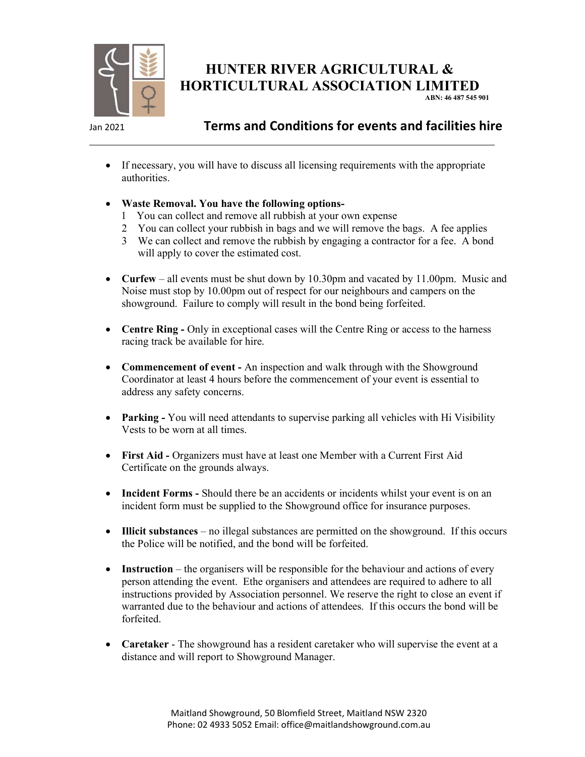# HUNTER RIVER AGRICULTURAL & HORTICULTURAL ASSOCIATION LIMITED

ABN: 46 487 545 901

Jan 2021

## Terms and Conditions for events and facilities hire

---

- If necessary, you will have to discuss all licensing requirements with the appropriate authorities.

- **Waste Removal. You have the following options-**
  1. You can collect and remove all rubbish at your own expense
  2. You can collect your rubbish in bags and we will remove the bags. A fee applies
  3. We can collect and remove the rubbish by engaging a contractor for a fee. A bond will apply to cover the estimated cost.

- **Curfew** – all events must be shut down by 10.30pm and vacated by 11.00pm. Music and Noise must stop by 10.00pm out of respect for our neighbours and campers on the showground. Failure to comply will result in the bond being forfeited.

- **Centre Ring -** Only in exceptional cases will the Centre Ring or access to the harness racing track be available for hire.

- **Commencement of event -** An inspection and walk through with the Showground Coordinator at least 4 hours before the commencement of your event is essential to address any safety concerns.

- **Parking -** You will need attendants to supervise parking all vehicles with Hi Visibility Vests to be worn at all times.

- **First Aid -** Organizers must have at least one Member with a Current First Aid Certificate on the grounds always.

- **Incident Forms -** Should there be an accidents or incidents whilst your event is on an incident form must be supplied to the Showground office for insurance purposes.

- **Illicit substances** – no illegal substances are permitted on the showground. If this occurs the Police will be notified, and the bond will be forfeited.

- **Instruction** – the organisers will be responsible for the behaviour and actions of every person attending the event. Ethe organisers and attendees are required to adhere to all instructions provided by Association personnel. We reserve the right to close an event if warranted due to the behaviour and actions of attendees. If this occurs the bond will be forfeited.

- **Caretaker** - The showground has a resident caretaker who will supervise the event at a distance and will report to Showground Manager.

Maitland Showground, 50 Blomfield Street, Maitland NSW 2320
Phone: 02 4933 5052 Email: office@maitlandshowground.com.au